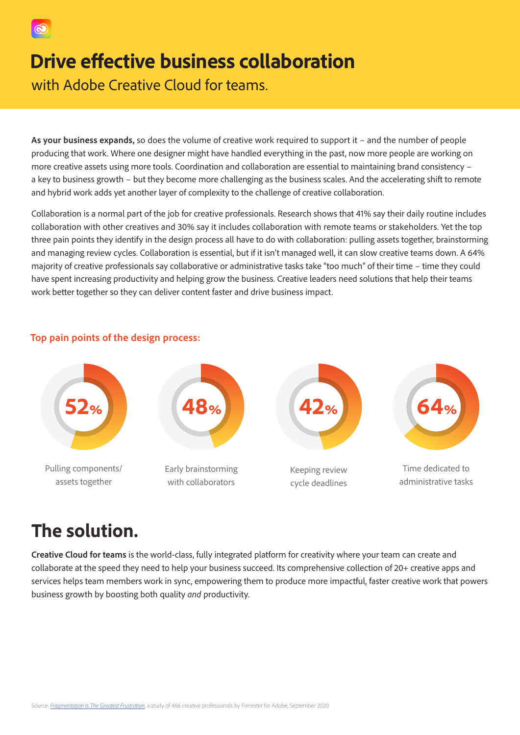# Drive effective business collaboration

with Adobe Creative Cloud for teams.

**As your business expands,** so does the volume of creative work required to support it – and the number of people producing that work. Where one designer might have handled everything in the past, now more people are working on more creative assets using more tools. Coordination and collaboration are essential to maintaining brand consistency – a key to business growth – but they become more challenging as the business scales. And the accelerating shift to remote and hybrid work adds yet another layer of complexity to the challenge of creative collaboration.

Collaboration is a normal part of the job for creative professionals. Research shows that 41% say their daily routine includes collaboration with other creatives and 30% say it includes collaboration with remote teams or stakeholders. Yet the top three pain points they identify in the design process all have to do with collaboration: pulling assets together, brainstorming and managing review cycles. Collaboration is essential, but if it isn't managed well, it can slow creative teams down. A 64% majority of creative professionals say collaborative or administrative tasks take "too much" of their time – time they could have spent increasing productivity and helping grow the business. Creative leaders need solutions that help their teams work better together so they can deliver content faster and drive business impact.

### Top pain points of the design process:

- **52%** Pulling components/ assets together
- **48%** Early brainstorming with collaborators
- **42%** Keeping review cycle deadlines
- **64%** Time dedicated to administrative tasks

# The solution.

**Creative Cloud for teams** is the world-class, fully integrated platform for creativity where your team can create and collaborate at the speed they need to help your business succeed. Its comprehensive collection of 20+ creative apps and services helps team members work in sync, empowering them to produce more impactful, faster creative work that powers business growth by boosting both quality *and* productivity.

Source: *Fragmentation Is The Greatest Frustration*, a study of 466 creative professionals by Forrester for Adobe, September 2020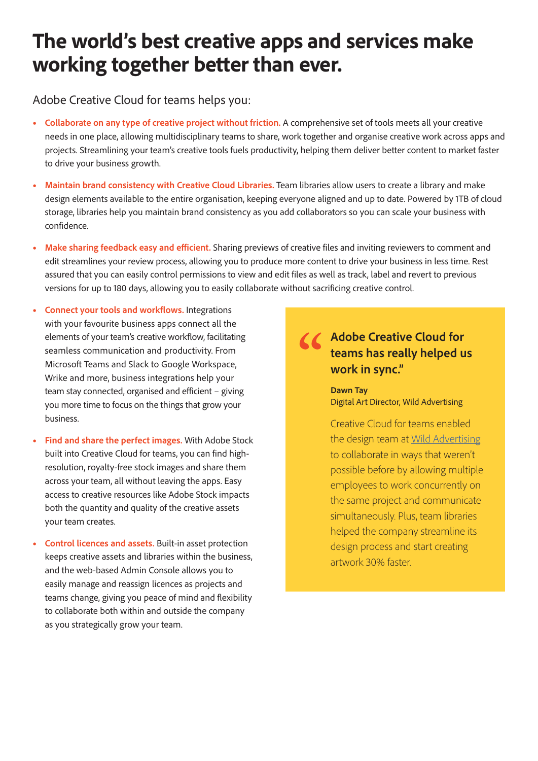# The world's best creative apps and services make working together better than ever.

Adobe Creative Cloud for teams helps you:

- **Collaborate on any type of creative project without friction.** A comprehensive set of tools meets all your creative needs in one place, allowing multidisciplinary teams to share, work together and organise creative work across apps and projects. Streamlining your team's creative tools fuels productivity, helping them deliver better content to market faster to drive your business growth.
- **Maintain brand consistency with Creative Cloud Libraries.** Team libraries allow users to create a library and make design elements available to the entire organisation, keeping everyone aligned and up to date. Powered by 1TB of cloud storage, libraries help you maintain brand consistency as you add collaborators so you can scale your business with confidence.
- **Make sharing feedback easy and efficient.** Sharing previews of creative files and inviting reviewers to comment and edit streamlines your review process, allowing you to produce more content to drive your business in less time. Rest assured that you can easily control permissions to view and edit files as well as track, label and revert to previous versions for up to 180 days, allowing you to easily collaborate without sacrificing creative control.
- **Connect your tools and workflows.** Integrations with your favourite business apps connect all the elements of your team's creative workflow, facilitating seamless communication and productivity. From Microsoft Teams and Slack to Google Workspace, Wrike and more, business integrations help your team stay connected, organised and efficient – giving you more time to focus on the things that grow your business.
- **Find and share the perfect images.** With Adobe Stock built into Creative Cloud for teams, you can find high-resolution, royalty-free stock images and share them across your team, all without leaving the apps. Easy access to creative resources like Adobe Stock impacts both the quantity and quality of the creative assets your team creates.
- **Control licences and assets.** Built-in asset protection keeps creative assets and libraries within the business, and the web-based Admin Console allows you to easily manage and reassign licences as projects and teams change, giving you peace of mind and flexibility to collaborate both within and outside the company as you strategically grow your team.

> **"Adobe Creative Cloud for teams has really helped us work in sync."**
>
> **Dawn Tay**
> Digital Art Director, Wild Advertising
>
> Creative Cloud for teams enabled the design team at Wild Advertising to collaborate in ways that weren't possible before by allowing multiple employees to work concurrently on the same project and communicate simultaneously. Plus, team libraries helped the company streamline its design process and start creating artwork 30% faster.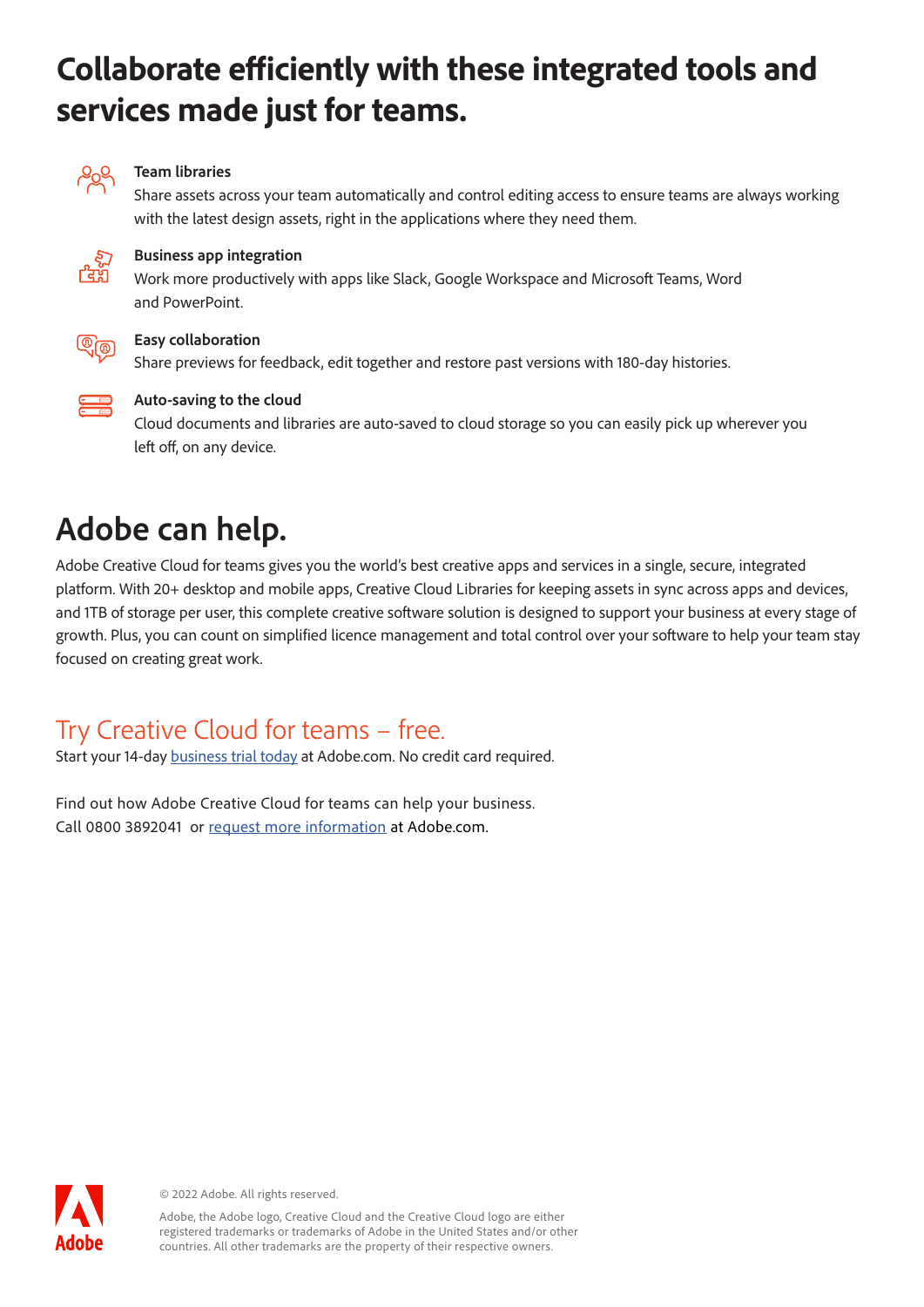# Collaborate efficiently with these integrated tools and services made just for teams.

**Team libraries**
Share assets across your team automatically and control editing access to ensure teams are always working with the latest design assets, right in the applications where they need them.

**Business app integration**
Work more productively with apps like Slack, Google Workspace and Microsoft Teams, Word and PowerPoint.

**Easy collaboration**
Share previews for feedback, edit together and restore past versions with 180-day histories.

**Auto-saving to the cloud**
Cloud documents and libraries are auto-saved to cloud storage so you can easily pick up wherever you left off, on any device.

# Adobe can help.

Adobe Creative Cloud for teams gives you the world's best creative apps and services in a single, secure, integrated platform. With 20+ desktop and mobile apps, Creative Cloud Libraries for keeping assets in sync across apps and devices, and 1TB of storage per user, this complete creative software solution is designed to support your business at every stage of growth. Plus, you can count on simplified licence management and total control over your software to help your team stay focused on creating great work.

## Try Creative Cloud for teams – free.

Start your 14-day business trial today at Adobe.com. No credit card required.

Find out how Adobe Creative Cloud for teams can help your business.
Call 0800 3892041 or request more information at Adobe.com.

© 2022 Adobe. All rights reserved.

Adobe, the Adobe logo, Creative Cloud and the Creative Cloud logo are either registered trademarks or trademarks of Adobe in the United States and/or other countries. All other trademarks are the property of their respective owners.